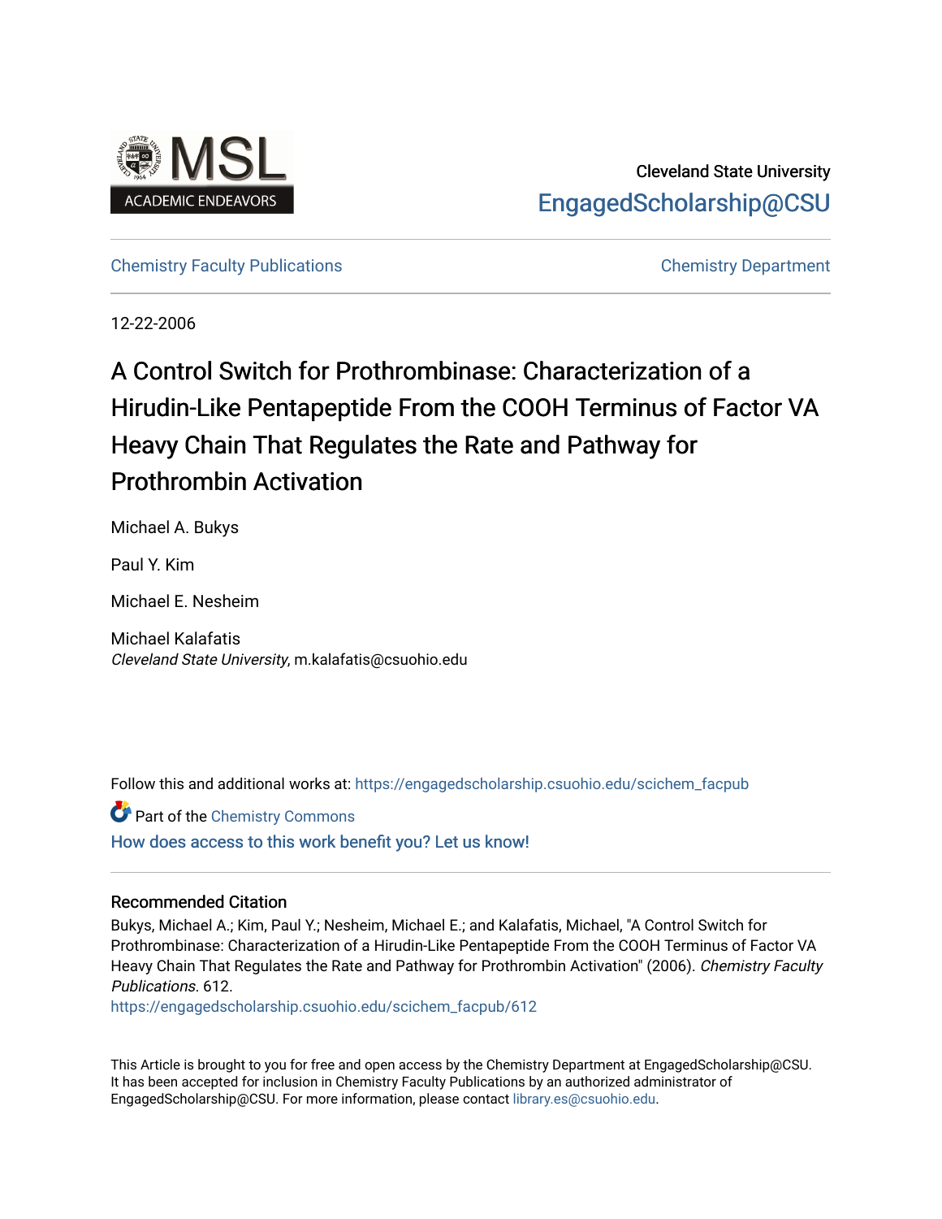Cleveland State University

EngagedScholarship@CSU

Chemistry Faculty Publications

Chemistry Department

12-22-2006

# A Control Switch for Prothrombinase: Characterization of a Hirudin-Like Pentapeptide From the COOH Terminus of Factor VA Heavy Chain That Regulates the Rate and Pathway for Prothrombin Activation

Michael A. Bukys

Paul Y. Kim

Michael E. Nesheim

Michael Kalafatis
*Cleveland State University*, m.kalafatis@csuohio.edu

Follow this and additional works at: https://engagedscholarship.csuohio.edu/scichem_facpub

Part of the Chemistry Commons

How does access to this work benefit you? Let us know!

### Recommended Citation

Bukys, Michael A.; Kim, Paul Y.; Nesheim, Michael E.; and Kalafatis, Michael, "A Control Switch for Prothrombinase: Characterization of a Hirudin-Like Pentapeptide From the COOH Terminus of Factor VA Heavy Chain That Regulates the Rate and Pathway for Prothrombin Activation" (2006). *Chemistry Faculty Publications*. 612.
https://engagedscholarship.csuohio.edu/scichem_facpub/612

This Article is brought to you for free and open access by the Chemistry Department at EngagedScholarship@CSU. It has been accepted for inclusion in Chemistry Faculty Publications by an authorized administrator of EngagedScholarship@CSU. For more information, please contact library.es@csuohio.edu.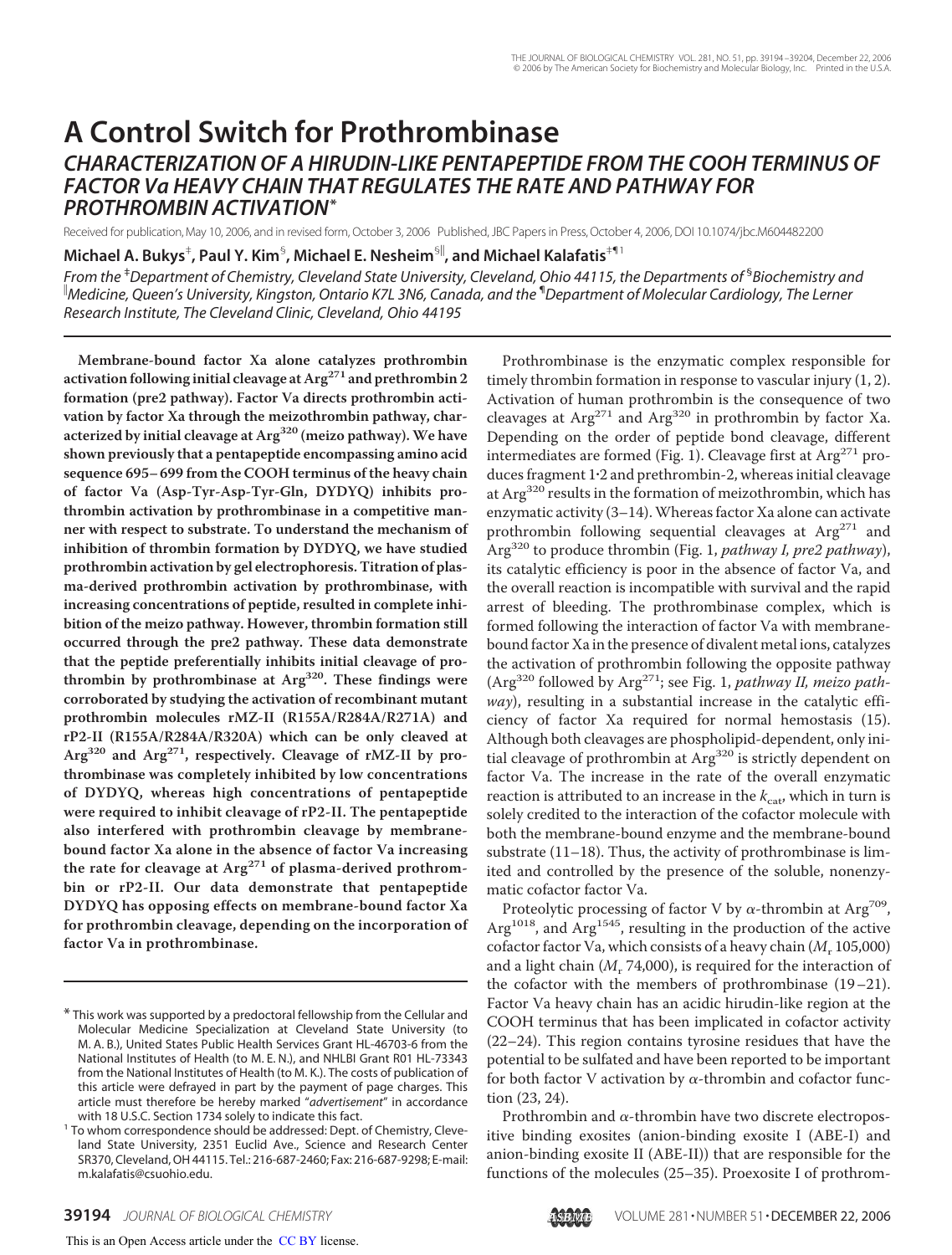# A Control Switch for Prothrombinase

## CHARACTERIZATION OF A HIRUDIN-LIKE PENTAPEPTIDE FROM THE COOH TERMINUS OF FACTOR Va HEAVY CHAIN THAT REGULATES THE RATE AND PATHWAY FOR PROTHROMBIN ACTIVATION*

Received for publication, May 10, 2006, and in revised form, October 3, 2006 Published, JBC Papers in Press, October 4, 2006, DOI 10.1074/jbc.M604482200

**Michael A. Bukys**[‡], **Paul Y. Kim**[§], **Michael E. Nesheim**[§||], **and Michael Kalafatis**[‡¶1]

*From the* [‡]*Department of Chemistry, Cleveland State University, Cleveland, Ohio 44115, the Departments of* [§]*Biochemistry and* [||]*Medicine, Queen's University, Kingston, Ontario K7L 3N6, Canada, and the* [¶]*Department of Molecular Cardiology, The Lerner Research Institute, The Cleveland Clinic, Cleveland, Ohio 44195*

**Membrane-bound factor Xa alone catalyzes prothrombin activation following initial cleavage at Arg[271] and prethrombin 2 formation (pre2 pathway). Factor Va directs prothrombin activation by factor Xa through the meizothrombin pathway, characterized by initial cleavage at Arg[320] (meizo pathway). We have shown previously that a pentapeptide encompassing amino acid sequence 695–699 from the COOH terminus of the heavy chain of factor Va (Asp-Tyr-Asp-Tyr-Gln, DYDYQ) inhibits prothrombin activation by prothrombinase in a competitive manner with respect to substrate. To understand the mechanism of inhibition of thrombin formation by DYDYQ, we have studied prothrombin activation by gel electrophoresis. Titration of plasma-derived prothrombin activation by prothrombinase, with increasing concentrations of peptide, resulted in complete inhibition of the meizo pathway. However, thrombin formation still occurred through the pre2 pathway. These data demonstrate that the peptide preferentially inhibits initial cleavage of prothrombin by prothrombinase at Arg[320]. These findings were corroborated by studying the activation of recombinant mutant prothrombin molecules rMZ-II (R155A/R284A/R271A) and rP2-II (R155A/R284A/R320A) which can be only cleaved at Arg[320] and Arg[271], respectively. Cleavage of rMZ-II by prothrombinase was completely inhibited by low concentrations of DYDYQ, whereas high concentrations of pentapeptide were required to inhibit cleavage of rP2-II. The pentapeptide also interfered with prothrombin cleavage by membrane-bound factor Xa alone in the absence of factor Va increasing the rate for cleavage at Arg[271] of plasma-derived prothrombin or rP2-II. Our data demonstrate that pentapeptide DYDYQ has opposing effects on membrane-bound factor Xa for prothrombin cleavage, depending on the incorporation of factor Va in prothrombinase.**

Prothrombinase is the enzymatic complex responsible for timely thrombin formation in response to vascular injury (1, 2). Activation of human prothrombin is the consequence of two cleavages at Arg[271] and Arg[320] in prothrombin by factor Xa. Depending on the order of peptide bond cleavage, different intermediates are formed (Fig. 1). Cleavage first at Arg[271] produces fragment 1·2 and prethrombin-2, whereas initial cleavage at Arg[320] results in the formation of meizothrombin, which has enzymatic activity (3–14). Whereas factor Xa alone can activate prothrombin following sequential cleavages at Arg[271] and Arg[320] to produce thrombin (Fig. 1, *pathway I, pre2 pathway*), its catalytic efficiency is poor in the absence of factor Va, and the overall reaction is incompatible with survival and the rapid arrest of bleeding. The prothrombinase complex, which is formed following the interaction of factor Va with membrane-bound factor Xa in the presence of divalent metal ions, catalyzes the activation of prothrombin following the opposite pathway (Arg[320] followed by Arg[271]; see Fig. 1, *pathway II, meizo pathway*), resulting in a substantial increase in the catalytic efficiency of factor Xa required for normal hemostasis (15). Although both cleavages are phospholipid-dependent, only initial cleavage of prothrombin at Arg[320] is strictly dependent on factor Va. The increase in the rate of the overall enzymatic reaction is attributed to an increase in the $k_{cat}$, which in turn is solely credited to the interaction of the cofactor molecule with both the membrane-bound enzyme and the membrane-bound substrate (11–18). Thus, the activity of prothrombinase is limited and controlled by the presence of the soluble, nonenzymatic cofactor factor Va.

Proteolytic processing of factor V by α-thrombin at Arg[709], Arg[1018], and Arg[1545], resulting in the production of the active cofactor factor Va, which consists of a heavy chain ($M_r$ 105,000) and a light chain ($M_r$ 74,000), is required for the interaction of the cofactor with the members of prothrombinase (19–21). Factor Va heavy chain has an acidic hirudin-like region at the COOH terminus that has been implicated in cofactor activity (22–24). This region contains tyrosine residues that have the potential to be sulfated and have been reported to be important for both factor V activation by α-thrombin and cofactor function (23, 24).

Prothrombin and α-thrombin have two discrete electropositive binding exosites (anion-binding exosite I (ABE-I) and anion-binding exosite II (ABE-II)) that are responsible for the functions of the molecules (25–35). Proexosite I of prothrom-

* This work was supported by a predoctoral fellowship from the Cellular and Molecular Medicine Specialization at Cleveland State University (to M. A. B.), United States Public Health Services Grant HL-46703-6 from the National Institutes of Health (to M. E. N.), and NHLBI Grant R01 HL-73343 from the National Institutes of Health (to M. K.). The costs of publication of this article were defrayed in part by the payment of page charges. This article must therefore be hereby marked "*advertisement*" in accordance with 18 U.S.C. Section 1734 solely to indicate this fact.

[1] To whom correspondence should be addressed: Dept. of Chemistry, Cleveland State University, 2351 Euclid Ave., Science and Research Center SR370, Cleveland, OH 44115. Tel.: 216-687-2460; Fax: 216-687-9298; E-mail: m.kalafatis@csuohio.edu.

This is an Open Access article under the CC BY license.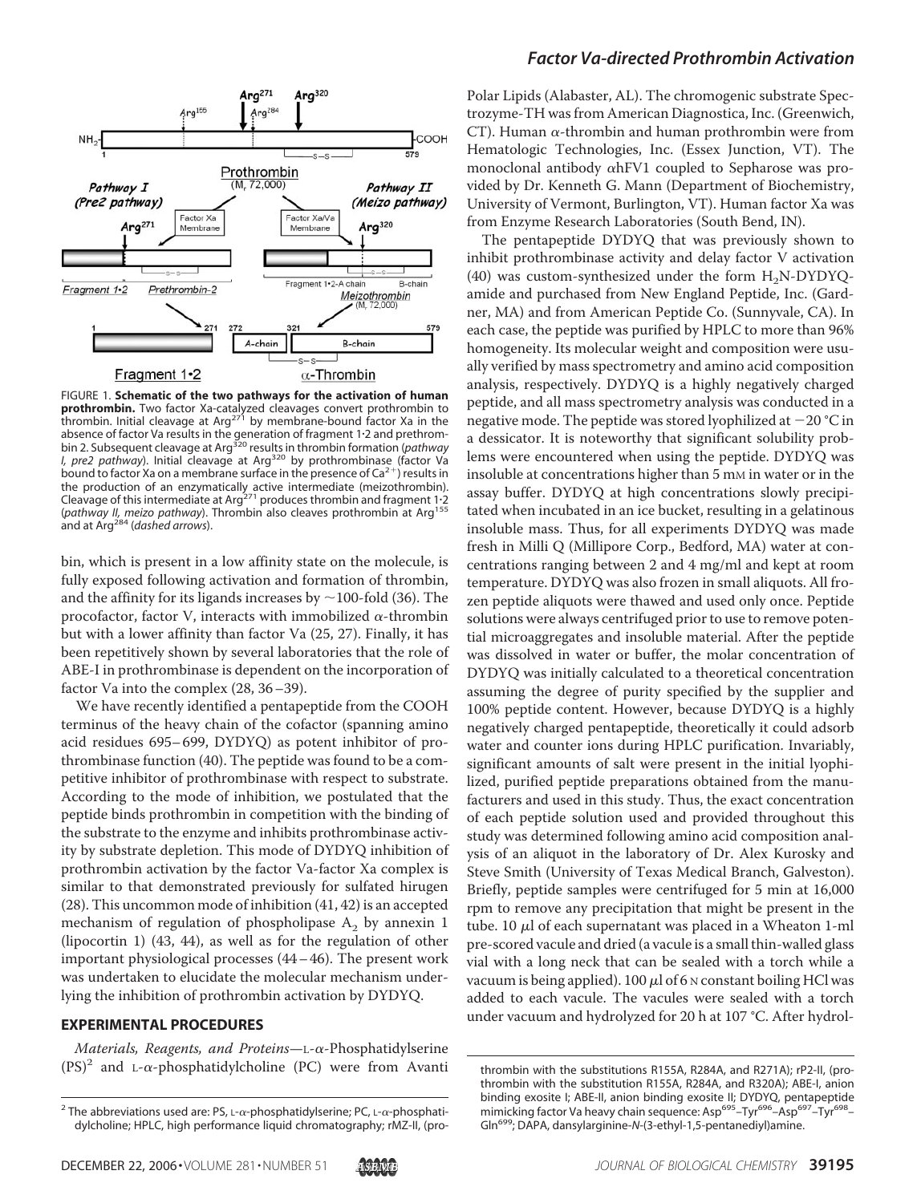FIGURE 1. **Schematic of the two pathways for the activation of human prothrombin.** Two factor Xa-catalyzed cleavages convert prothrombin to thrombin. Initial cleavage at Arg[271] by membrane-bound factor Xa in the absence of factor Va results in the generation of fragment 1•2 and prethrombin 2. Subsequent cleavage at Arg[320] results in thrombin formation (*pathway I, pre2 pathway*). Initial cleavage at Arg[320] by prothrombinase (factor Va bound to factor Xa on a membrane surface in the presence of $Ca^{2+}$) results in the production of an enzymatically active intermediate (meizothrombin). Cleavage of this intermediate at Arg[271] produces thrombin and fragment 1•2 (*pathway II, meizo pathway*). Thrombin also cleaves prothrombin at Arg[155] and at Arg[284] (*dashed arrows*).

bin, which is present in a low affinity state on the molecule, is fully exposed following activation and formation of thrombin, and the affinity for its ligands increases by ~100-fold (36). The procofactor, factor V, interacts with immobilized α-thrombin but with a lower affinity than factor Va (25, 27). Finally, it has been repetitively shown by several laboratories that the role of ABE-I in prothrombinase is dependent on the incorporation of factor Va into the complex (28, 36–39).

We have recently identified a pentapeptide from the COOH terminus of the heavy chain of the cofactor (spanning amino acid residues 695–699, DYDYQ) as potent inhibitor of prothrombinase function (40). The peptide was found to be a competitive inhibitor of prothrombinase with respect to substrate. According to the mode of inhibition, we postulated that the peptide binds prothrombin in competition with the binding of the substrate to the enzyme and inhibits prothrombinase activity by substrate depletion. This mode of DYDYQ inhibition of prothrombin activation by the factor Va-factor Xa complex is similar to that demonstrated previously for sulfated hirugen (28). This uncommon mode of inhibition (41, 42) is an accepted mechanism of regulation of phospholipase $A_2$ by annexin 1 (lipocortin 1) (43, 44), as well as for the regulation of other important physiological processes (44–46). The present work was undertaken to elucidate the molecular mechanism underlying the inhibition of prothrombin activation by DYDYQ.

## EXPERIMENTAL PROCEDURES

*Materials, Reagents, and Proteins*—L-α-Phosphatidylserine (PS)[2] and L-α-phosphatidylcholine (PC) were from Avanti Polar Lipids (Alabaster, AL). The chromogenic substrate Spectrozyme-TH was from American Diagnostica, Inc. (Greenwich, CT). Human α-thrombin and human prothrombin were from Hematologic Technologies, Inc. (Essex Junction, VT). The monoclonal antibody αhFV1 coupled to Sepharose was provided by Dr. Kenneth G. Mann (Department of Biochemistry, University of Vermont, Burlington, VT). Human factor Xa was from Enzyme Research Laboratories (South Bend, IN).

The pentapeptide DYDYQ that was previously shown to inhibit prothrombinase activity and delay factor V activation (40) was custom-synthesized under the form $H_2N$-DYDYQ-amide and purchased from New England Peptide, Inc. (Gardner, MA) and from American Peptide Co. (Sunnyvale, CA). In each case, the peptide was purified by HPLC to more than 96% homogeneity. Its molecular weight and composition were usually verified by mass spectrometry and amino acid composition analysis, respectively. DYDYQ is a highly negatively charged peptide, and all mass spectrometry analysis was conducted in a negative mode. The peptide was stored lyophilized at −20 °C in a dessicator. It is noteworthy that significant solubility problems were encountered when using the peptide. DYDYQ was insoluble at concentrations higher than 5 mM in water or in the assay buffer. DYDYQ at high concentrations slowly precipitated when incubated in an ice bucket, resulting in a gelatinous insoluble mass. Thus, for all experiments DYDYQ was made fresh in Milli Q (Millipore Corp., Bedford, MA) water at concentrations ranging between 2 and 4 mg/ml and kept at room temperature. DYDYQ was also frozen in small aliquots. All frozen peptide aliquots were thawed and used only once. Peptide solutions were always centrifuged prior to use to remove potential microaggregates and insoluble material. After the peptide was dissolved in water or buffer, the molar concentration of DYDYQ was initially calculated to a theoretical concentration assuming the degree of purity specified by the supplier and 100% peptide content. However, because DYDYQ is a highly negatively charged pentapeptide, theoretically it could adsorb water and counter ions during HPLC purification. Invariably, significant amounts of salt were present in the initial lyophilized, purified peptide preparations obtained from the manufacturers and used in this study. Thus, the exact concentration of each peptide solution used and provided throughout this study was determined following amino acid composition analysis of an aliquot in the laboratory of Dr. Alex Kurosky and Steve Smith (University of Texas Medical Branch, Galveston). Briefly, peptide samples were centrifuged for 5 min at 16,000 rpm to remove any precipitation that might be present in the tube. 10 μl of each supernatant was placed in a Wheaton 1-ml pre-scored vacule and dried (a vacule is a small thin-walled glass vial with a long neck that can be sealed with a torch while a vacuum is being applied). 100 μl of 6 N constant boiling HCl was added to each vacule. The vacules were sealed with a torch under vacuum and hydrolyzed for 20 h at 107 °C. After hydrol-

[2] The abbreviations used are: PS, L-α-phosphatidylserine; PC, L-α-phosphatidylcholine; HPLC, high performance liquid chromatography; rMZ-II, (prothrombin with the substitutions R155A, R284A, and R271A); rP2-II, (prothrombin with the substitution R155A, R284A, and R320A); ABE-I, anion binding exosite I; ABE-II, anion binding exosite II; DYDYQ, pentapeptide mimicking factor Va heavy chain sequence: Asp[695]–Tyr[696]–Asp[697]–Tyr[698]–Gln[699]; DAPA, dansylarginine-N-(3-ethyl-1,5-pentanediyl)amine.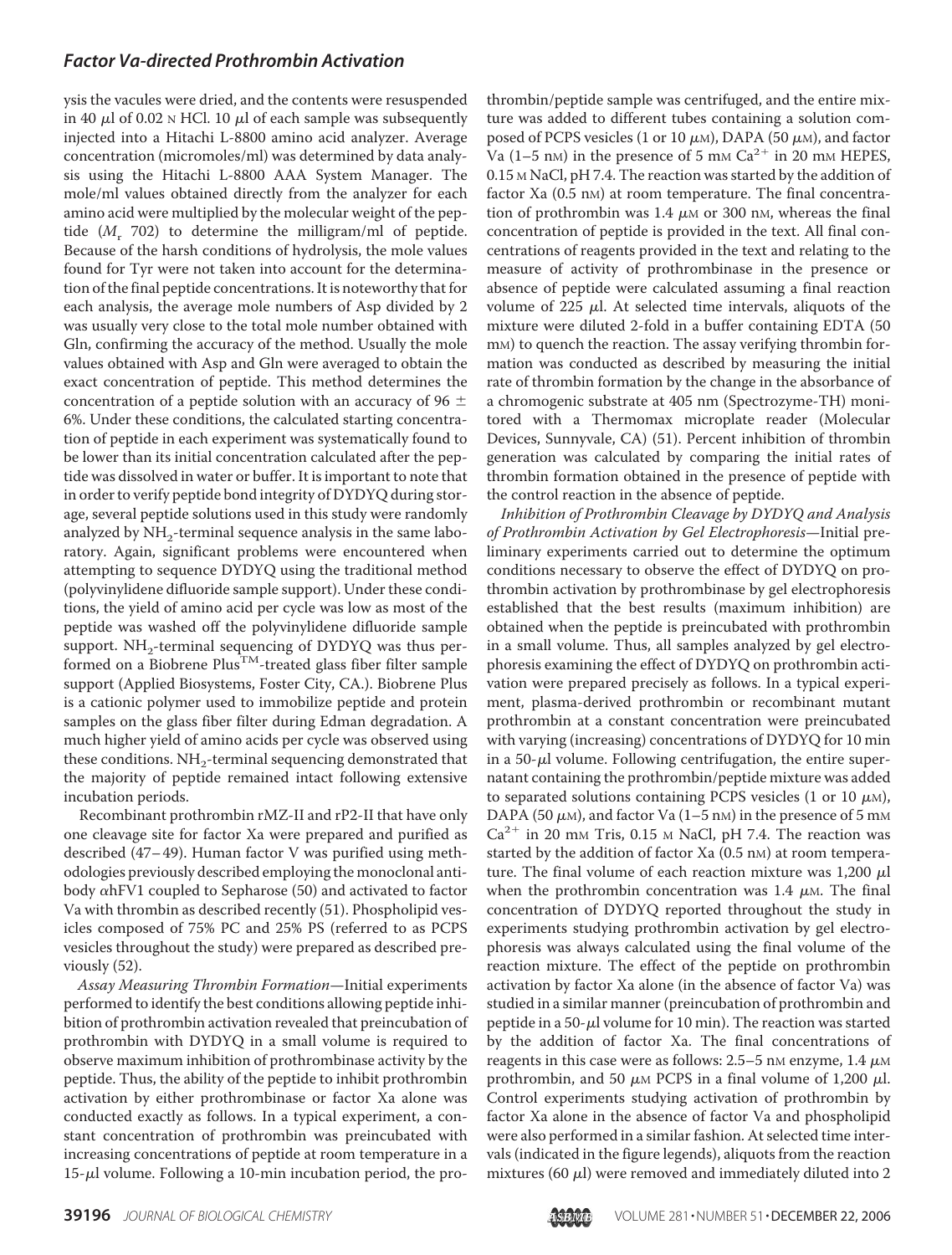ysis the vacules were dried, and the contents were resuspended in 40 μl of 0.02 N HCl. 10 μl of each sample was subsequently injected into a Hitachi L-8800 amino acid analyzer. Average concentration (micromoles/ml) was determined by data analysis using the Hitachi L-8800 AAA System Manager. The mole/ml values obtained directly from the analyzer for each amino acid were multiplied by the molecular weight of the peptide ($M_r$ 702) to determine the milligram/ml of peptide. Because of the harsh conditions of hydrolysis, the mole values found for Tyr were not taken into account for the determination of the final peptide concentrations. It is noteworthy that for each analysis, the average mole numbers of Asp divided by 2 was usually very close to the total mole number obtained with Gln, confirming the accuracy of the method. Usually the mole values obtained with Asp and Gln were averaged to obtain the exact concentration of peptide. This method determines the concentration of a peptide solution with an accuracy of 96 ± 6%. Under these conditions, the calculated starting concentration of peptide in each experiment was systematically found to be lower than its initial concentration calculated after the peptide was dissolved in water or buffer. It is important to note that in order to verify peptide bond integrity of DYDYQ during storage, several peptide solutions used in this study were randomly analyzed by $NH_2$-terminal sequence analysis in the same laboratory. Again, significant problems were encountered when attempting to sequence DYDYQ using the traditional method (polyvinylidene difluoride sample support). Under these conditions, the yield of amino acid per cycle was low as most of the peptide was washed off the polyvinylidene difluoride sample support. $NH_2$-terminal sequencing of DYDYQ was thus performed on a Biobrene Plus™-treated glass fiber filter sample support (Applied Biosystems, Foster City, CA.). Biobrene Plus is a cationic polymer used to immobilize peptide and protein samples on the glass fiber filter during Edman degradation. A much higher yield of amino acids per cycle was observed using these conditions. $NH_2$-terminal sequencing demonstrated that the majority of peptide remained intact following extensive incubation periods.

Recombinant prothrombin rMZ-II and rP2-II that have only one cleavage site for factor Xa were prepared and purified as described (47–49). Human factor V was purified using methodologies previously described employing the monoclonal antibody αhFV1 coupled to Sepharose (50) and activated to factor Va with thrombin as described recently (51). Phospholipid vesicles composed of 75% PC and 25% PS (referred to as PCPS vesicles throughout the study) were prepared as described previously (52).

*Assay Measuring Thrombin Formation*—Initial experiments performed to identify the best conditions allowing peptide inhibition of prothrombin activation revealed that preincubation of prothrombin with DYDYQ in a small volume is required to observe maximum inhibition of prothrombinase activity by the peptide. Thus, the ability of the peptide to inhibit prothrombin activation by either prothrombinase or factor Xa alone was conducted exactly as follows. In a typical experiment, a constant concentration of prothrombin was preincubated with increasing concentrations of peptide at room temperature in a 15-μl volume. Following a 10-min incubation period, the prothrombin/peptide sample was centrifuged, and the entire mixture was added to different tubes containing a solution composed of PCPS vesicles (1 or 10 μM), DAPA (50 μM), and factor Va (1–5 nM) in the presence of 5 mM $Ca^{2+}$ in 20 mM HEPES, 0.15 M NaCl, pH 7.4. The reaction was started by the addition of factor Xa (0.5 nM) at room temperature. The final concentration of prothrombin was 1.4 μM or 300 nM, whereas the final concentration of peptide is provided in the text. All final concentrations of reagents provided in the text and relating to the measure of activity of prothrombinase in the presence or absence of peptide were calculated assuming a final reaction volume of 225 μl. At selected time intervals, aliquots of the mixture were diluted 2-fold in a buffer containing EDTA (50 mM) to quench the reaction. The assay verifying thrombin formation was conducted as described by measuring the initial rate of thrombin formation by the change in the absorbance of a chromogenic substrate at 405 nm (Spectrozyme-TH) monitored with a Thermomax microplate reader (Molecular Devices, Sunnyvale, CA) (51). Percent inhibition of thrombin generation was calculated by comparing the initial rates of thrombin formation obtained in the presence of peptide with the control reaction in the absence of peptide.

*Inhibition of Prothrombin Cleavage by DYDYQ and Analysis of Prothrombin Activation by Gel Electrophoresis*—Initial preliminary experiments carried out to determine the optimum conditions necessary to observe the effect of DYDYQ on prothrombin activation by prothrombinase by gel electrophoresis established that the best results (maximum inhibition) are obtained when the peptide is preincubated with prothrombin in a small volume. Thus, all samples analyzed by gel electrophoresis examining the effect of DYDYQ on prothrombin activation were prepared precisely as follows. In a typical experiment, plasma-derived prothrombin or recombinant mutant prothrombin at a constant concentration were preincubated with varying (increasing) concentrations of DYDYQ for 10 min in a 50-μl volume. Following centrifugation, the entire supernatant containing the prothrombin/peptide mixture was added to separated solutions containing PCPS vesicles (1 or 10 μM), DAPA (50 μM), and factor Va (1–5 nM) in the presence of 5 mM $Ca^{2+}$ in 20 mM Tris, 0.15 M NaCl, pH 7.4. The reaction was started by the addition of factor Xa (0.5 nM) at room temperature. The final volume of each reaction mixture was 1,200 μl when the prothrombin concentration was 1.4 μM. The final concentration of DYDYQ reported throughout the study in experiments studying prothrombin activation by gel electrophoresis was always calculated using the final volume of the reaction mixture. The effect of the peptide on prothrombin activation by factor Xa alone (in the absence of factor Va) was studied in a similar manner (preincubation of prothrombin and peptide in a 50-μl volume for 10 min). The reaction was started by the addition of factor Xa. The final concentrations of reagents in this case were as follows: 2.5–5 nM enzyme, 1.4 μM prothrombin, and 50 μM PCPS in a final volume of 1,200 μl. Control experiments studying activation of prothrombin by factor Xa alone in the absence of factor Va and phospholipid were also performed in a similar fashion. At selected time intervals (indicated in the figure legends), aliquots from the reaction mixtures (60 μl) were removed and immediately diluted into 2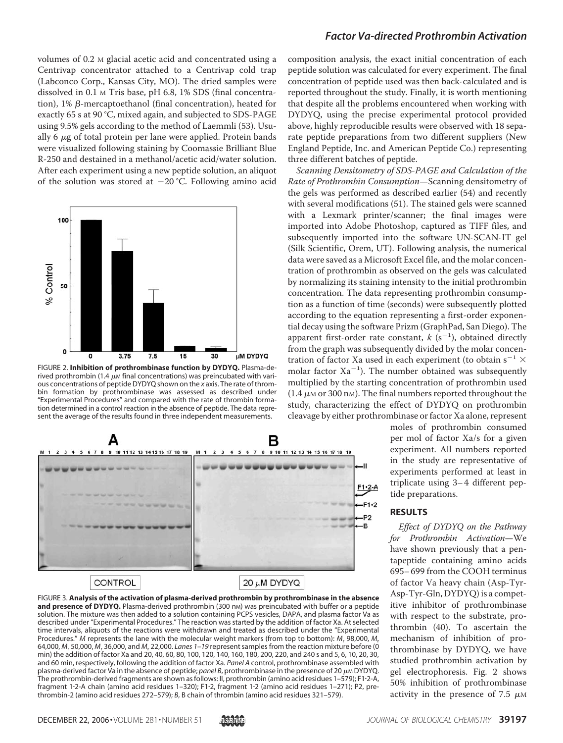volumes of 0.2 M glacial acetic acid and concentrated using a Centrivap concentrator attached to a Centrivap cold trap (Labconco Corp., Kansas City, MO). The dried samples were dissolved in 0.1 M Tris base, pH 6.8, 1% SDS (final concentration), 1% β-mercaptoethanol (final concentration), heated for exactly 65 s at 90 °C, mixed again, and subjected to SDS-PAGE using 9.5% gels according to the method of Laemmli (53). Usually 6 μg of total protein per lane were applied. Protein bands were visualized following staining by Coomassie Brilliant Blue R-250 and destained in a methanol/acetic acid/water solution. After each experiment using a new peptide solution, an aliquot of the solution was stored at −20 °C. Following amino acid composition analysis, the exact initial concentration of each peptide solution was calculated for every experiment. The final concentration of peptide used was then back-calculated and is reported throughout the study. Finally, it is worth mentioning that despite all the problems encountered when working with DYDYQ, using the precise experimental protocol provided above, highly reproducible results were observed with 18 separate peptide preparations from two different suppliers (New England Peptide, Inc. and American Peptide Co.) representing three different batches of peptide.

FIGURE 2. **Inhibition of prothrombinase function by DYDYQ.** Plasma-derived prothrombin (1.4 μM final concentrations) was preincubated with various concentrations of peptide DYDYQ shown on the *x* axis. The rate of thrombin formation by prothrombinase was assessed as described under "Experimental Procedures" and compared with the rate of thrombin formation determined in a control reaction in the absence of peptide. The data represent the average of the results found in three independent measurements.

*Scanning Densitometry of SDS-PAGE and Calculation of the Rate of Prothrombin Consumption*—Scanning densitometry of the gels was performed as described earlier (54) and recently with several modifications (51). The stained gels were scanned with a Lexmark printer/scanner; the final images were imported into Adobe Photoshop, captured as TIFF files, and subsequently imported into the software UN-SCAN-IT gel (Silk Scientific, Orem, UT). Following analysis, the numerical data were saved as a Microsoft Excel file, and the molar concentration of prothrombin as observed on the gels was calculated by normalizing its staining intensity to the initial prothrombin concentration. The data representing prothrombin consumption as a function of time (seconds) were subsequently plotted according to the equation representing a first-order exponential decay using the software Prizm (GraphPad, San Diego). The apparent first-order rate constant, $k$ ($s^{-1}$), obtained directly from the graph was subsequently divided by the molar concentration of factor Xa used in each experiment (to obtain $s^{-1} \times$ molar factor $Xa^{-1}$). The number obtained was subsequently multiplied by the starting concentration of prothrombin used (1.4 μM or 300 nM). The final numbers reported throughout the study, characterizing the effect of DYDYQ on prothrombin cleavage by either prothrombinase or factor Xa alone, represent moles of prothrombin consumed per mol of factor Xa/s for a given experiment. All numbers reported in the study are representative of experiments performed at least in triplicate using 3–4 different peptide preparations.

FIGURE 3. **Analysis of the activation of plasma-derived prothrombin by prothrombinase in the absence and presence of DYDYQ.** Plasma-derived prothrombin (300 nM) was preincubated with buffer or a peptide solution. The mixture was then added to a solution containing PCPS vesicles, DAPA, and plasma factor Va as described under "Experimental Procedures." The reaction was started by the addition of factor Xa. At selected time intervals, aliquots of the reactions were withdrawn and treated as described under the "Experimental Procedures." *M* represents the lane with the molecular weight markers (from top to bottom): $M_r$ 98,000, $M_r$ 64,000, $M_r$ 50,000, $M_r$ 36,000, and $M_r$ 22,000. *Lanes 1–19* represent samples from the reaction mixture before (0 min) the addition of factor Xa and 20, 40, 60, 80, 100, 120, 140, 160, 180, 200, 220, and 240 s and 5, 6, 10, 20, 30, and 60 min, respectively, following the addition of factor Xa. *Panel A* control, prothrombinase assembled with plasma-derived factor Va in the absence of peptide; *panel B*, prothrombinase in the presence of 20 μM DYDYQ. The prothrombin-derived fragments are shown as follows: II, prothrombin (amino acid residues 1–579); F1·2-A, fragment 1·2-A chain (amino acid residues 1–320); F1·2, fragment 1·2 (amino acid residues 1–271); P2, prethrombin-2 (amino acid residues 272–579); *B*, B chain of thrombin (amino acid residues 321–579).

## RESULTS

*Effect of DYDYQ on the Pathway for Prothrombin Activation*—We have shown previously that a pentapeptide containing amino acids 695–699 from the COOH terminus of factor Va heavy chain (Asp-Tyr-Asp-Tyr-Gln, DYDYQ) is a competitive inhibitor of prothrombinase with respect to the substrate, prothrombin (40). To ascertain the mechanism of inhibition of prothrombinase by DYDYQ, we have studied prothrombin activation by gel electrophoresis. Fig. 2 shows 50% inhibition of prothrombinase activity in the presence of 7.5 μM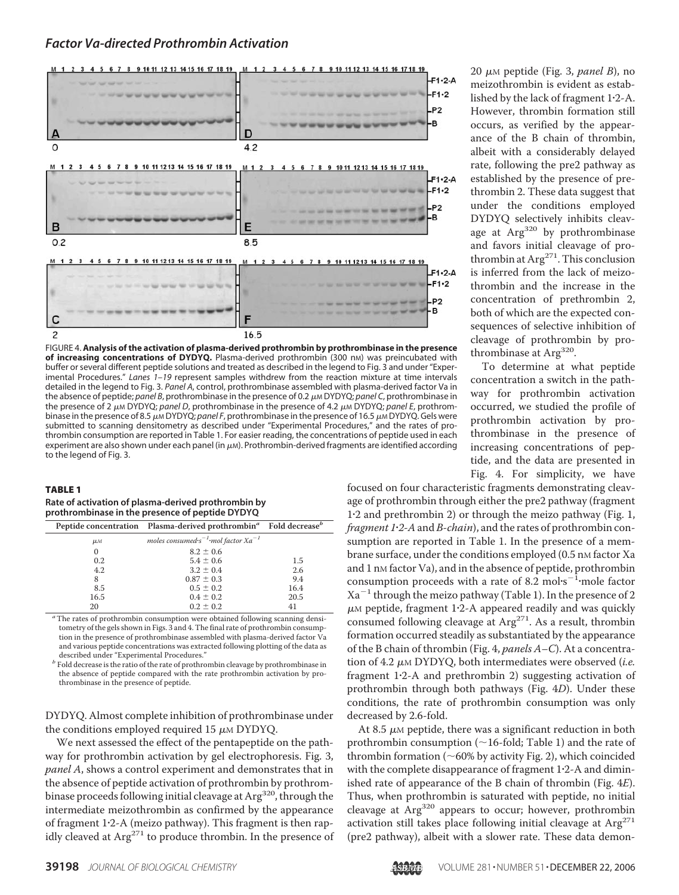FIGURE 4. **Analysis of the activation of plasma-derived prothrombin by prothrombinase in the presence of increasing concentrations of DYDYQ.** Plasma-derived prothrombin (300 nM) was preincubated with buffer or several different peptide solutions and treated as described in the legend to Fig. 3 and under "Experimental Procedures." *Lanes 1–19* represent samples withdrew from the reaction mixture at time intervals detailed in the legend to Fig. 3. *Panel A*, control, prothrombinase assembled with plasma-derived factor Va in the absence of peptide; *panel B*, prothrombinase in the presence of 0.2 μM DYDYQ; *panel C*, prothrombinase in the presence of 2 μM DYDYQ; *panel D*, prothrombinase in the presence of 4.2 μM DYDYQ; *panel E*, prothrombinase in the presence of 8.5 μM DYDYQ; *panel F*, prothrombinase in the presence of 16.5 μM DYDYQ. Gels were submitted to scanning densitometry as described under "Experimental Procedures," and the rates of prothrombin consumption are reported in Table 1. For easier reading, the concentrations of peptide used in each experiment are also shown under each panel (in μM). Prothrombin-derived fragments are identified according to the legend of Fig. 3.

**TABLE 1**

**Rate of activation of plasma-derived prothrombin by prothrombinase in the presence of peptide DYDYQ**

| Peptide concentration | Plasma-derived prothrombin[a] | Fold decrease[b] |
|---|---|---|
| μM | moles consumed·s$^{-1}$·mol factor Xa$^{-1}$ | |
| 0 | 8.2 ± 0.6 | |
| 0.2 | 5.4 ± 0.6 | 1.5 |
| 4.2 | 3.2 ± 0.4 | 2.6 |
| 8 | 0.87 ± 0.3 | 9.4 |
| 8.5 | 0.5 ± 0.2 | 16.4 |
| 16.5 | 0.4 ± 0.2 | 20.5 |
| 20 | 0.2 ± 0.2 | 41 |

[a] The rates of prothrombin consumption were obtained following scanning densitometry of the gels shown in Figs. 3 and 4. The final rate of prothrombin consumption in the presence of prothrombinase assembled with plasma-derived factor Va and various peptide concentrations was extracted following plotting of the data as described under "Experimental Procedures."

[b] Fold decrease is the ratio of the rate of prothrombin cleavage by prothrombinase in the absence of peptide compared with the rate prothrombin activation by prothrombinase in the presence of peptide.

DYDYQ. Almost complete inhibition of prothrombinase under the conditions employed required 15 μM DYDYQ.

We next assessed the effect of the pentapeptide on the pathway for prothrombin activation by gel electrophoresis. Fig. 3, *panel A*, shows a control experiment and demonstrates that in the absence of peptide activation of prothrombin by prothrombinase proceeds following initial cleavage at Arg[320], through the intermediate meizothrombin as confirmed by the appearance of fragment 1·2-A (meizo pathway). This fragment is then rapidly cleaved at Arg[271] to produce thrombin. In the presence of 20 μM peptide (Fig. 3, *panel B*), no meizothrombin is evident as established by the lack of fragment 1·2-A. However, thrombin formation still occurs, as verified by the appearance of the B chain of thrombin, albeit with a considerably delayed rate, following the pre2 pathway as established by the presence of prethrombin 2. These data suggest that under the conditions employed DYDYQ selectively inhibits cleavage at Arg[320] by prothrombinase and favors initial cleavage of prothrombin at Arg[271]. This conclusion is inferred from the lack of meizothrombin and the increase in the concentration of prethrombin 2, both of which are the expected consequences of selective inhibition of cleavage of prothrombin by prothrombinase at Arg[320].

To determine at what peptide concentration a switch in the pathway for prothrombin activation occurred, we studied the profile of prothrombin activation by prothrombinase in the presence of increasing concentrations of peptide, and the data are presented in Fig. 4. For simplicity, we have focused on four characteristic fragments demonstrating cleavage of prothrombin through either the pre2 pathway (fragment 1·2 and prethrombin 2) or through the meizo pathway (Fig. 1, *fragment 1·2-A* and *B-chain*), and the rates of prothrombin consumption are reported in Table 1. In the presence of a membrane surface, under the conditions employed (0.5 nM factor Xa and 1 nM factor Va), and in the absence of peptide, prothrombin consumption proceeds with a rate of 8.2 mol·s$^{-1}$·mole factor Xa$^{-1}$ through the meizo pathway (Table 1). In the presence of 2 μM peptide, fragment 1·2-A appeared readily and was quickly consumed following cleavage at Arg[271]. As a result, thrombin formation occurred steadily as substantiated by the appearance of the B chain of thrombin (Fig. 4, *panels A–C*). At a concentration of 4.2 μM DYDYQ, both intermediates were observed (*i.e.* fragment 1·2-A and prethrombin 2) suggesting activation of prothrombin through both pathways (Fig. 4*D*). Under these conditions, the rate of prothrombin consumption was only decreased by 2.6-fold.

At 8.5 μM peptide, there was a significant reduction in both prothrombin consumption (~16-fold; Table 1) and the rate of thrombin formation (~60% by activity Fig. 2), which coincided with the complete disappearance of fragment 1·2-A and diminished rate of appearance of the B chain of thrombin (Fig. 4*E*). Thus, when prothrombin is saturated with peptide, no initial cleavage at Arg[320] appears to occur; however, prothrombin activation still takes place following initial cleavage at Arg[271] (pre2 pathway), albeit with a slower rate. These data demon-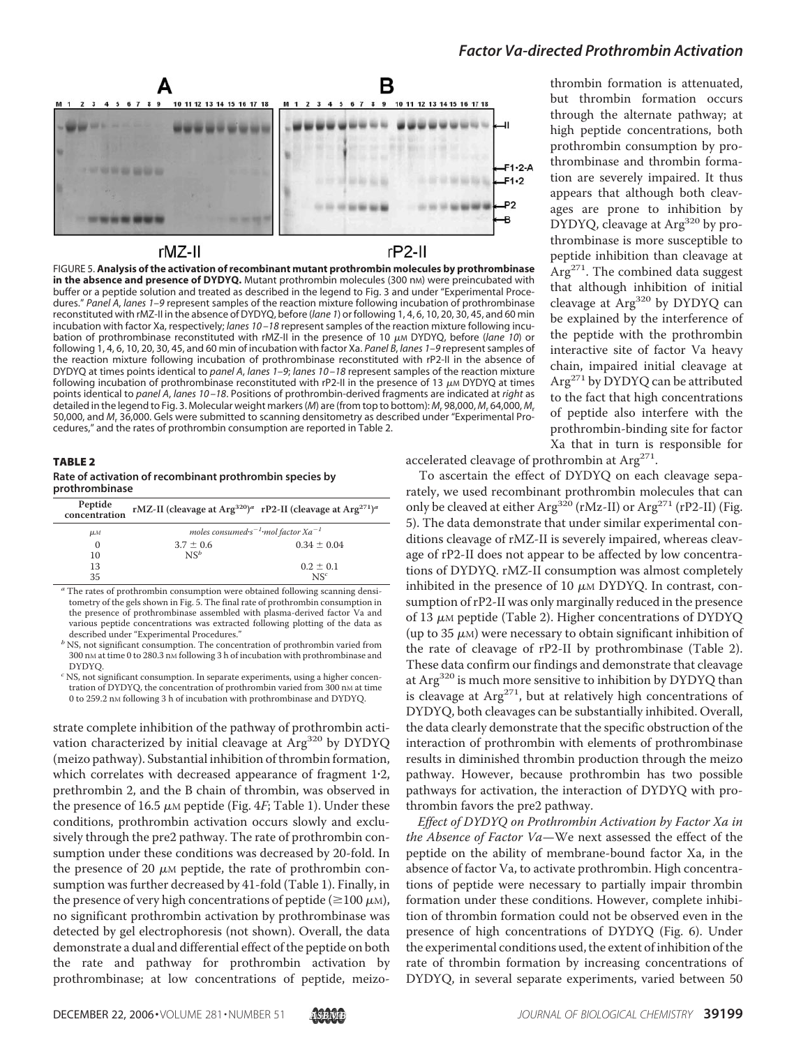FIGURE 5. **Analysis of the activation of recombinant mutant prothrombin molecules by prothrombinase in the absence and presence of DYDYQ.** Mutant prothrombin molecules (300 nM) were preincubated with buffer or a peptide solution and treated as described in the legend to Fig. 3 and under "Experimental Procedures." *Panel A*, *lanes 1–9* represent samples of the reaction mixture following incubation of prothrombinase reconstituted with rMZ-II in the absence of DYDYQ, before (*lane 1*) or following 1, 4, 6, 10, 20, 30, 45, and 60 min incubation with factor Xa, respectively; *lanes 10–18* represent samples of the reaction mixture following incubation of prothrombinase reconstituted with rMZ-II in the presence of 10 μM DYDYQ, before (*lane 10*) or following 1, 4, 6, 10, 20, 30, 45, and 60 min of incubation with factor Xa. *Panel B*, *lanes 1–9* represent samples of the reaction mixture following incubation of prothrombinase reconstituted with rP2-II in the absence of DYDYQ at times points identical to *panel A*, *lanes 1–9*; *lanes 10–18* represent samples of the reaction mixture following incubation of prothrombinase reconstituted with rP2-II in the presence of 13 μM DYDYQ at times points identical to *panel A*, *lanes 10–18*. Positions of prothrombin-derived fragments are indicated at *right* as detailed in the legend to Fig. 3. Molecular weight markers (*M*) are (from top to bottom): $M_r$ 98,000, $M_r$ 64,000, $M_r$ 50,000, and $M_r$ 36,000. Gels were submitted to scanning densitometry as described under "Experimental Procedures," and the rates of prothrombin consumption are reported in Table 2.

**TABLE 2**
**Rate of activation of recombinant prothrombin species by prothrombinase**

| Peptide concentration | rMZ-II (cleavage at $Arg^{320}$)[a] | rP2-II (cleavage at $Arg^{271}$)[a] |
|---|---|---|
| μM | moles consumed·$s^{-1}$·mol factor $Xa^{-1}$ | |
| 0 | 3.7 ± 0.6 | 0.34 ± 0.04 |
| 10 | NS[b] | |
| 13 | | 0.2 ± 0.1 |
| 35 | | NS[c] |

[a] The rates of prothrombin consumption were obtained following scanning densitometry of the gels shown in Fig. 5. The final rate of prothrombin consumption in the presence of prothrombinase assembled with plasma-derived factor Va and various peptide concentrations was extracted following plotting of the data as described under "Experimental Procedures."

[b] NS, not significant consumption. The concentration of prothrombin varied from 300 nM at time 0 to 280.3 nM following 3 h of incubation with prothrombinase and DYDYQ.

[c] NS, not significant consumption. In separate experiments, using a higher concentration of DYDYQ, the concentration of prothrombin varied from 300 nM at time 0 to 259.2 nM following 3 h of incubation with prothrombinase and DYDYQ.

strate complete inhibition of the pathway of prothrombin activation characterized by initial cleavage at $Arg^{320}$ by DYDYQ (meizo pathway). Substantial inhibition of thrombin formation, which correlates with decreased appearance of fragment 1·2, prethrombin 2, and the B chain of thrombin, was observed in the presence of 16.5 μM peptide (Fig. 4*F*; Table 1). Under these conditions, prothrombin activation occurs slowly and exclusively through the pre2 pathway. The rate of prothrombin consumption under these conditions was decreased by 20-fold. In the presence of 20 μM peptide, the rate of prothrombin consumption was further decreased by 41-fold (Table 1). Finally, in the presence of very high concentrations of peptide (≥100 μM), no significant prothrombin activation by prothrombinase was detected by gel electrophoresis (not shown). Overall, the data demonstrate a dual and differential effect of the peptide on both the rate and pathway for prothrombin activation by prothrombinase; at low concentrations of peptide, meizothrombin formation is attenuated, but thrombin formation occurs through the alternate pathway; at high peptide concentrations, both prothrombin consumption by prothrombinase and thrombin formation are severely impaired. It thus appears that although both cleavages are prone to inhibition by DYDYQ, cleavage at $Arg^{320}$ by prothrombinase is more susceptible to peptide inhibition than cleavage at $Arg^{271}$. The combined data suggest that although inhibition of initial cleavage at $Arg^{320}$ by DYDYQ can be explained by the interference of the peptide with the prothrombin interactive site of factor Va heavy chain, impaired initial cleavage at $Arg^{271}$ by DYDYQ can be attributed to the fact that high concentrations of peptide also interfere with the prothrombin-binding site for factor Xa that in turn is responsible for accelerated cleavage of prothrombin at $Arg^{271}$.

To ascertain the effect of DYDYQ on each cleavage separately, we used recombinant prothrombin molecules that can only be cleaved at either $Arg^{320}$ (rMz-II) or $Arg^{271}$ (rP2-II) (Fig. 5). The data demonstrate that under similar experimental conditions cleavage of rMZ-II is severely impaired, whereas cleavage of rP2-II does not appear to be affected by low concentrations of DYDYQ. rMZ-II consumption was almost completely inhibited in the presence of 10 μM DYDYQ. In contrast, consumption of rP2-II was only marginally reduced in the presence of 13 μM peptide (Table 2). Higher concentrations of DYDYQ (up to 35 μM) were necessary to obtain significant inhibition of the rate of cleavage of rP2-II by prothrombinase (Table 2). These data confirm our findings and demonstrate that cleavage at $Arg^{320}$ is much more sensitive to inhibition by DYDYQ than is cleavage at $Arg^{271}$, but at relatively high concentrations of DYDYQ, both cleavages can be substantially inhibited. Overall, the data clearly demonstrate that the specific obstruction of the interaction of prothrombin with elements of prothrombinase results in diminished thrombin production through the meizo pathway. However, because prothrombin has two possible pathways for activation, the interaction of DYDYQ with prothrombin favors the pre2 pathway.

*Effect of DYDYQ on Prothrombin Activation by Factor Xa in the Absence of Factor Va*—We next assessed the effect of the peptide on the ability of membrane-bound factor Xa, in the absence of factor Va, to activate prothrombin. High concentrations of peptide were necessary to partially impair thrombin formation under these conditions. However, complete inhibition of thrombin formation could not be observed even in the presence of high concentrations of DYDYQ (Fig. 6). Under the experimental conditions used, the extent of inhibition of the rate of thrombin formation by increasing concentrations of DYDYQ, in several separate experiments, varied between 50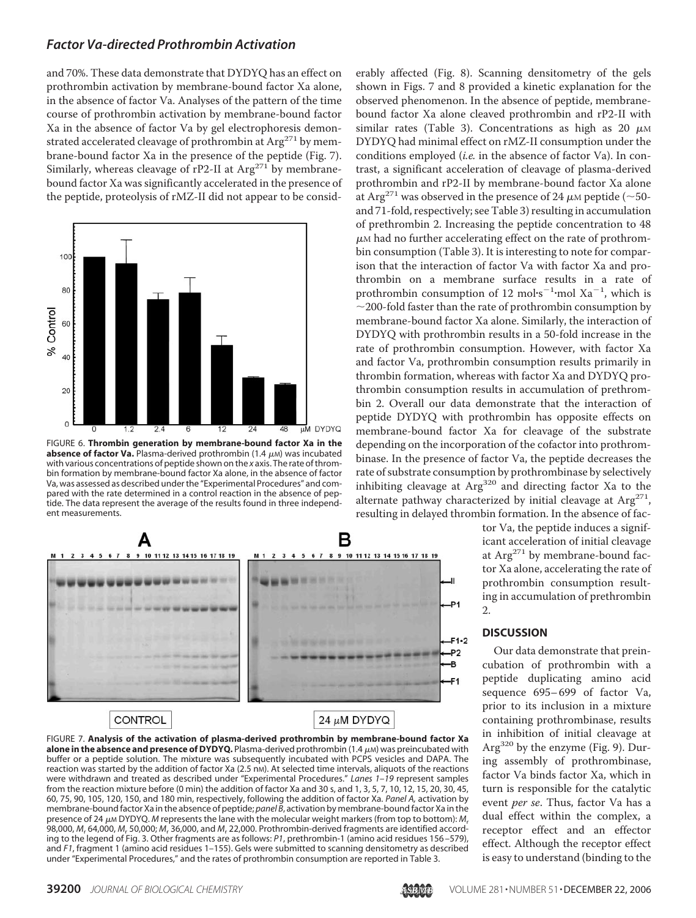and 70%. These data demonstrate that DYDYQ has an effect on prothrombin activation by membrane-bound factor Xa alone, in the absence of factor Va. Analyses of the pattern of the time course of prothrombin activation by membrane-bound factor Xa in the absence of factor Va by gel electrophoresis demonstrated accelerated cleavage of prothrombin at $Arg^{271}$ by membrane-bound factor Xa in the presence of the peptide (Fig. 7). Similarly, whereas cleavage of rP2-II at $Arg^{271}$ by membrane-bound factor Xa was significantly accelerated in the presence of the peptide, proteolysis of rMZ-II did not appear to be considerably affected (Fig. 8). Scanning densitometry of the gels shown in Figs. 7 and 8 provided a kinetic explanation for the observed phenomenon. In the absence of peptide, membrane-bound factor Xa alone cleaved prothrombin and rP2-II with similar rates (Table 3). Concentrations as high as 20 μM DYDYQ had minimal effect on rMZ-II consumption under the conditions employed (*i.e.* in the absence of factor Va). In contrast, a significant acceleration of cleavage of plasma-derived prothrombin and rP2-II by membrane-bound factor Xa alone at $Arg^{271}$ was observed in the presence of 24 μM peptide (~50- and 71-fold, respectively; see Table 3) resulting in accumulation of prethrombin 2. Increasing the peptide concentration to 48 μM had no further accelerating effect on the rate of prothrombin consumption (Table 3). It is interesting to note for comparison that the interaction of factor Va with factor Xa and prothrombin on a membrane surface results in a rate of prothrombin consumption of 12 mol·$s^{-1}$·mol $Xa^{-1}$, which is ~200-fold faster than the rate of prothrombin consumption by membrane-bound factor Xa alone. Similarly, the interaction of DYDYQ with prothrombin results in a 50-fold increase in the rate of prothrombin consumption. However, with factor Xa and factor Va, prothrombin consumption results primarily in thrombin formation, whereas with factor Xa and DYDYQ prothrombin consumption results in accumulation of prethrombin 2. Overall our data demonstrate that the interaction of peptide DYDYQ with prothrombin has opposite effects on membrane-bound factor Xa for cleavage of the substrate depending on the incorporation of the cofactor into prothrombinase. In the presence of factor Va, the peptide decreases the rate of substrate consumption by prothrombinase by selectively inhibiting cleavage at $Arg^{320}$ and directing factor Xa to the alternate pathway characterized by initial cleavage at $Arg^{271}$, resulting in delayed thrombin formation. In the absence of factor Va, the peptide induces a significant acceleration of initial cleavage at $Arg^{271}$ by membrane-bound factor Xa alone, accelerating the rate of prothrombin consumption resulting in accumulation of prethrombin 2.

FIGURE 6. **Thrombin generation by membrane-bound factor Xa in the absence of factor Va.** Plasma-derived prothrombin (1.4 μM) was incubated with various concentrations of peptide shown on the *x* axis. The rate of thrombin formation by membrane-bound factor Xa alone, in the absence of factor Va, was assessed as described under the "Experimental Procedures" and compared with the rate determined in a control reaction in the absence of peptide. The data represent the average of the results found in three independent measurements.

FIGURE 7. **Analysis of the activation of plasma-derived prothrombin by membrane-bound factor Xa alone in the absence and presence of DYDYQ.** Plasma-derived prothrombin (1.4 μM) was preincubated with buffer or a peptide solution. The mixture was subsequently incubated with PCPS vesicles and DAPA. The reaction was started by the addition of factor Xa (2.5 nM). At selected time intervals, aliquots of the reactions were withdrawn and treated as described under "Experimental Procedures." *Lanes 1–19* represent samples from the reaction mixture before (0 min) the addition of factor Xa and 30 s, and 1, 3, 5, 7, 10, 12, 15, 20, 30, 45, 60, 75, 90, 105, 120, 150, and 180 min, respectively, following the addition of factor Xa. *Panel A,* activation by membrane-bound factor Xa in the absence of peptide; *panel B*, activation by membrane-bound factor Xa in the presence of 24 μM DYDYQ. *M* represents the lane with the molecular weight markers (from top to bottom): $M_r$ 98,000, $M_r$ 64,000, $M_r$ 50,000; $M_r$ 36,000, and $M_r$ 22,000. Prothrombin-derived fragments are identified according to the legend of Fig. 3. Other fragments are as follows: *P1*, prethrombin-1 (amino acid residues 156–579), and *F1*, fragment 1 (amino acid residues 1–155). Gels were submitted to scanning densitometry as described under "Experimental Procedures," and the rates of prothrombin consumption are reported in Table 3.

## DISCUSSION

Our data demonstrate that preincubation of prothrombin with a peptide duplicating amino acid sequence 695–699 of factor Va, prior to its inclusion in a mixture containing prothrombinase, results in inhibition of initial cleavage at $Arg^{320}$ by the enzyme (Fig. 9). During assembly of prothrombinase, factor Va binds factor Xa, which in turn is responsible for the catalytic event *per se*. Thus, factor Va has a dual effect within the complex, a receptor effect and an effector effect. Although the receptor effect is easy to understand (binding to the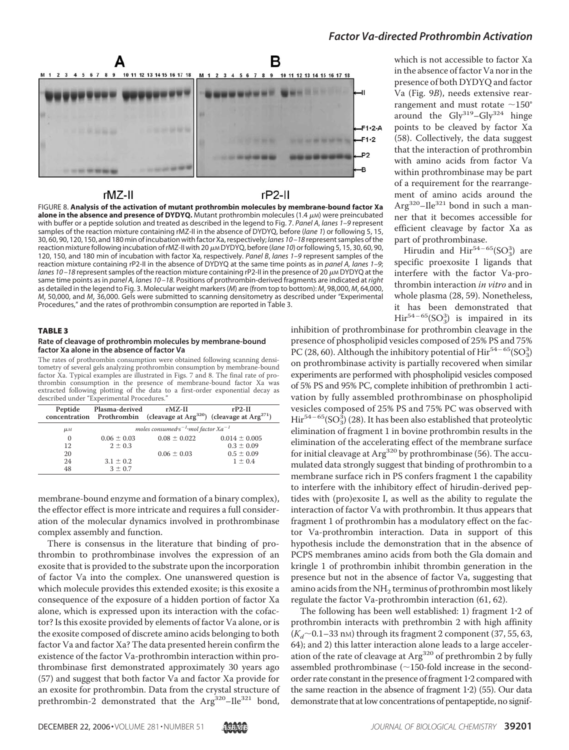A B

M 1 2 3 4 5 6 7 8 9 10 11 12 13 14 15 16 17 18 M 1 2 3 4 5 6 7 8 9 10 11 12 13 14 15 16 17 18

II

F1·2-A

F1·2

P2

B

rMZ-II rP2-II

FIGURE 8. **Analysis of the activation of mutant prothrombin molecules by membrane-bound factor Xa alone in the absence and presence of DYDYQ.** Mutant prothrombin molecules (1.4 μM) were preincubated with buffer or a peptide solution and treated as described in the legend to Fig. 7. *Panel A*, *lanes 1–9* represent samples of the reaction mixture containing rMZ-II in the absence of DYDYQ, before (*lane 1*) or following 5, 15, 30, 60, 90, 120, 150, and 180 min of incubation with factor Xa, respectively; *lanes 10–18* represent samples of the reaction mixture following incubation of rMZ-II with 20 μM DYDYQ, before (*lane 10*) or following 5, 15, 30, 60, 90, 120, 150, and 180 min of incubation with factor Xa, respectively. *Panel B*, *lanes 1–9* represent samples of the reaction mixture containing rP2-II in the absence of DYDYQ at the same time points as in *panel A*, *lanes 1–9*; *lanes 10–18* represent samples of the reaction mixture containing rP2-II in the presence of 20 μM DYDYQ at the same time points as in *panel A*, *lanes 10–18*. Positions of prothrombin-derived fragments are indicated at *right* as detailed in the legend to Fig. 3. Molecular weight markers (*M*) are (from top to bottom): $M_r$ 98,000, $M_r$ 64,000, $M_r$ 50,000, and $M_r$ 36,000. Gels were submitted to scanning densitometry as described under "Experimental Procedures," and the rates of prothrombin consumption are reported in Table 3.

**TABLE 3**

**Rate of cleavage of prothrombin molecules by membrane-bound factor Xa alone in the absence of factor Va**

The rates of prothrombin consumption were obtained following scanning densitometry of several gels analyzing prothrombin consumption by membrane-bound factor Xa. Typical examples are illustrated in Figs. 7 and 8. The final rate of prothrombin consumption in the presence of membrane-bound factor Xa was extracted following plotting of the data to a first-order exponential decay as described under "Experimental Procedures."

| Peptide concentration | Plasma-derived Prothrombin | rMZ-II (cleavage at $Arg^{320}$) | rP2-II (cleavage at $Arg^{271}$) |
|---|---|---|---|
| μM | moles consumed·s$^{-1}$·mol factor Xa$^{-1}$ | | |
| 0 | 0.06 ± 0.03 | 0.08 ± 0.022 | 0.014 ± 0.005 |
| 12 | 2 ± 0.3 | | 0.3 ± 0.09 |
| 20 | | 0.06 ± 0.03 | 0.5 ± 0.09 |
| 24 | 3.1 ± 0.2 | | 1 ± 0.4 |
| 48 | 3 ± 0.7 | | |

membrane-bound enzyme and formation of a binary complex), the effector effect is more intricate and requires a full consideration of the molecular dynamics involved in prothrombinase complex assembly and function.

There is consensus in the literature that binding of prothrombin to prothrombinase involves the expression of an exosite that is provided to the substrate upon the incorporation of factor Va into the complex. One unanswered question is which molecule provides this extended exosite; is this exosite a consequence of the exposure of a hidden portion of factor Xa alone, which is expressed upon its interaction with the cofactor? Is this exosite provided by elements of factor Va alone, or is the exosite composed of discrete amino acids belonging to both factor Va and factor Xa? The data presented herein confirm the existence of the factor Va-prothrombin interaction within prothrombinase first demonstrated approximately 30 years ago (57) and suggest that both factor Va and factor Xa provide for an exosite for prothrombin. Data from the crystal structure of prethrombin-2 demonstrated that the $Arg^{320}$–$Ile^{321}$ bond, which is not accessible to factor Xa in the absence of factor Va nor in the presence of both DYDYQ and factor Va (Fig. 9*B*), needs extensive rearrangement and must rotate ~150° around the $Gly^{319}$–$Gly^{324}$ hinge points to be cleaved by factor Xa (58). Collectively, the data suggest that the interaction of prothrombin with amino acids from factor Va within prothrombinase may be part of a requirement for the rearrangement of amino acids around the $Arg^{320}$–$Ile^{321}$ bond in such a manner that it becomes accessible for efficient cleavage by factor Xa as part of prothrombinase.

Hirudin and $Hir^{54-65}(SO_3^3)$ are specific proexosite I ligands that interfere with the factor Va-prothrombin interaction *in vitro* and in whole plasma (28, 59). Nonetheless, it has been demonstrated that $Hir^{54-65}(SO_3^3)$ is impaired in its inhibition of prothrombinase for prothrombin cleavage in the presence of phospholipid vesicles composed of 25% PS and 75% PC (28, 60). Although the inhibitory potential of $Hir^{54-65}(SO_3^3)$ on prothrombinase activity is partially recovered when similar experiments are performed with phospholipid vesicles composed of 5% PS and 95% PC, complete inhibition of prethrombin 1 activation by fully assembled prothrombinase on phospholipid vesicles composed of 25% PS and 75% PC was observed with $Hir^{54-65}(SO_3^3)$ (28). It has been also established that proteolytic elimination of fragment 1 in bovine prothrombin results in the elimination of the accelerating effect of the membrane surface for initial cleavage at $Arg^{320}$ by prothrombinase (56). The accumulated data strongly suggest that binding of prothrombin to a membrane surface rich in PS confers fragment 1 the capability to interfere with the inhibitory effect of hirudin-derived peptides with (pro)exosite I, as well as the ability to regulate the interaction of factor Va with prothrombin. It thus appears that fragment 1 of prothrombin has a modulatory effect on the factor Va-prothrombin interaction. Data in support of this hypothesis include the demonstration that in the absence of PCPS membranes amino acids from both the Gla domain and kringle 1 of prothrombin inhibit thrombin generation in the presence but not in the absence of factor Va, suggesting that amino acids from the $NH_2$ terminus of prothrombin most likely regulate the factor Va-prothrombin interaction (61, 62).

The following has been well established: 1) fragment 1·2 of prothrombin interacts with prethrombin 2 with high affinity ($K_d$ ~0.1–33 nM) through its fragment 2 component (37, 55, 63, 64); and 2) this latter interaction alone leads to a large acceleration of the rate of cleavage at $Arg^{320}$ of prethrombin 2 by fully assembled prothrombinase (~150-fold increase in the second-order rate constant in the presence of fragment 1·2 compared with the same reaction in the absence of fragment 1·2) (55). Our data demonstrate that at low concentrations of pentapeptide, no signif-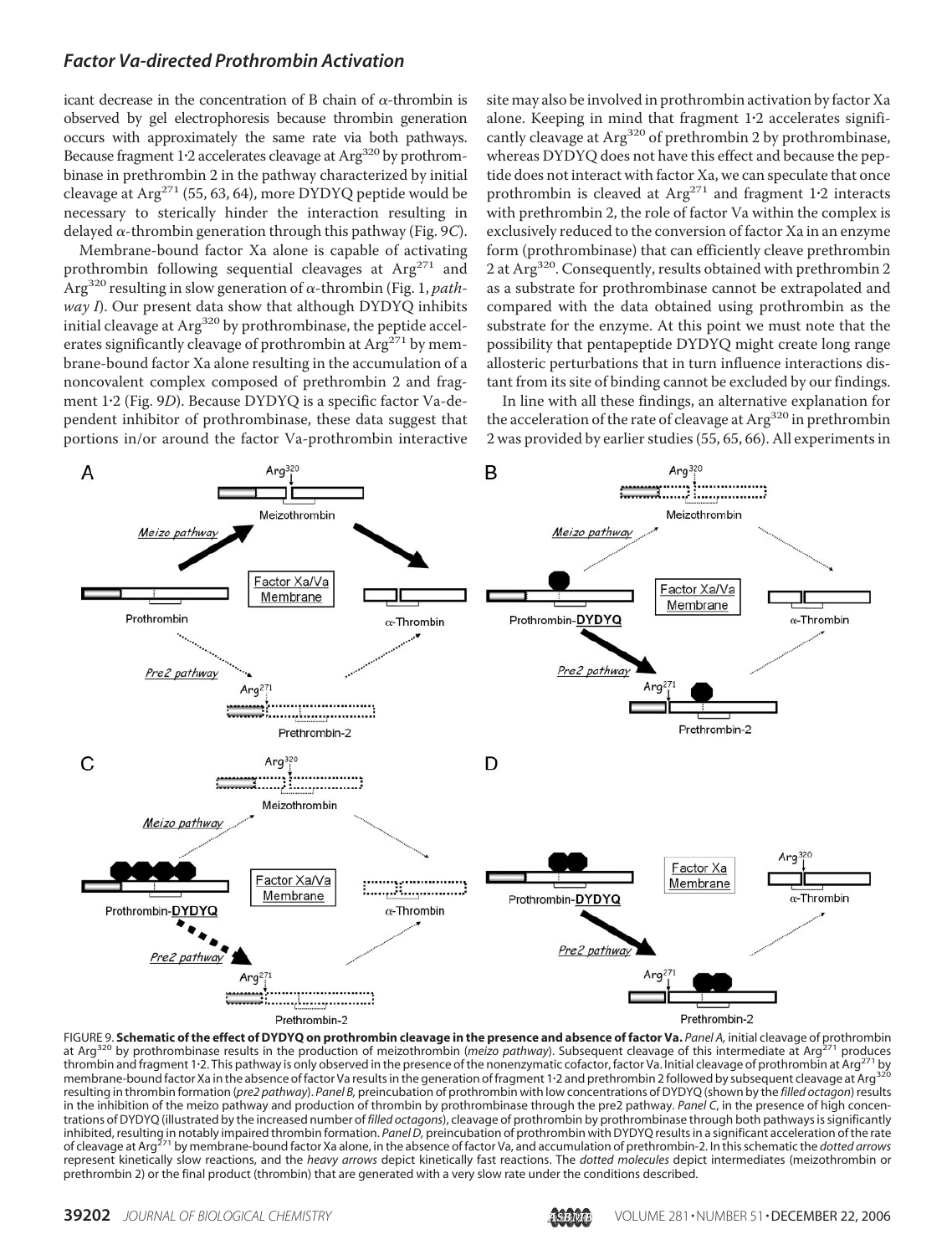icant decrease in the concentration of B chain of α-thrombin is observed by gel electrophoresis because thrombin generation occurs with approximately the same rate via both pathways. Because fragment 1·2 accelerates cleavage at $Arg^{320}$ by prothrombinase in prethrombin 2 in the pathway characterized by initial cleavage at $Arg^{271}$ (55, 63, 64), more DYDYQ peptide would be necessary to sterically hinder the interaction resulting in delayed α-thrombin generation through this pathway (Fig. 9*C*).

Membrane-bound factor Xa alone is capable of activating prothrombin following sequential cleavages at $Arg^{271}$ and $Arg^{320}$ resulting in slow generation of α-thrombin (Fig. 1, *pathway I*). Our present data show that although DYDYQ inhibits initial cleavage at $Arg^{320}$ by prothrombinase, the peptide accelerates significantly cleavage of prothrombin at $Arg^{271}$ by membrane-bound factor Xa alone resulting in the accumulation of a noncovalent complex composed of prethrombin 2 and fragment 1·2 (Fig. 9*D*). Because DYDYQ is a specific factor Va-dependent inhibitor of prothrombinase, these data suggest that portions in/or around the factor Va-prothrombin interactive site may also be involved in prothrombin activation by factor Xa alone. Keeping in mind that fragment 1·2 accelerates significantly cleavage at $Arg^{320}$ of prethrombin 2 by prothrombinase, whereas DYDYQ does not have this effect and because the peptide does not interact with factor Xa, we can speculate that once prothrombin is cleaved at $Arg^{271}$ and fragment 1·2 interacts with prethrombin 2, the role of factor Va within the complex is exclusively reduced to the conversion of factor Xa in an enzyme form (prothrombinase) that can efficiently cleave prethrombin 2 at $Arg^{320}$. Consequently, results obtained with prethrombin 2 as a substrate for prothrombinase cannot be extrapolated and compared with the data obtained using prothrombin as the substrate for the enzyme. At this point we must note that the possibility that pentapeptide DYDYQ might create long range allosteric perturbations that in turn influence interactions distant from its site of binding cannot be excluded by our findings.

In line with all these findings, an alternative explanation for the acceleration of the rate of cleavage at $Arg^{320}$ in prethrombin 2 was provided by earlier studies (55, 65, 66). All experiments in

FIGURE 9. **Schematic of the effect of DYDYQ on prothrombin cleavage in the presence and absence of factor Va.** *Panel A,* initial cleavage of prothrombin at $Arg^{320}$ by prothrombinase results in the production of meizothrombin (*meizo pathway*). Subsequent cleavage of this intermediate at $Arg^{271}$ produces thrombin and fragment 1·2. This pathway is only observed in the presence of the nonenzymatic cofactor, factor Va. Initial cleavage of prothrombin at $Arg^{271}$ by membrane-bound factor Xa in the absence of factor Va results in the generation of fragment 1·2 and prethrombin 2 followed by subsequent cleavage at $Arg^{320}$ resulting in thrombin formation (*pre2 pathway*). *Panel B,* preincubation of prothrombin with low concentrations of DYDYQ (shown by the *filled octagon*) results in the inhibition of the meizo pathway and production of thrombin by prothrombinase through the pre2 pathway. *Panel C,* in the presence of high concentrations of DYDYQ (illustrated by the increased number of *filled octagons*), cleavage of prothrombin by prothrombinase through both pathways is significantly inhibited, resulting in notably impaired thrombin formation. *Panel D,* preincubation of prothrombin with DYDYQ results in a significant acceleration of the rate of cleavage at $Arg^{271}$ by membrane-bound factor Xa alone, in the absence of factor Va, and accumulation of prethrombin-2. In this schematic the *dotted arrows* represent kinetically slow reactions, and the *heavy arrows* depict kinetically fast reactions. The *dotted molecules* depict intermediates (meizothrombin or prethrombin 2) or the final product (thrombin) that are generated with a very slow rate under the conditions described.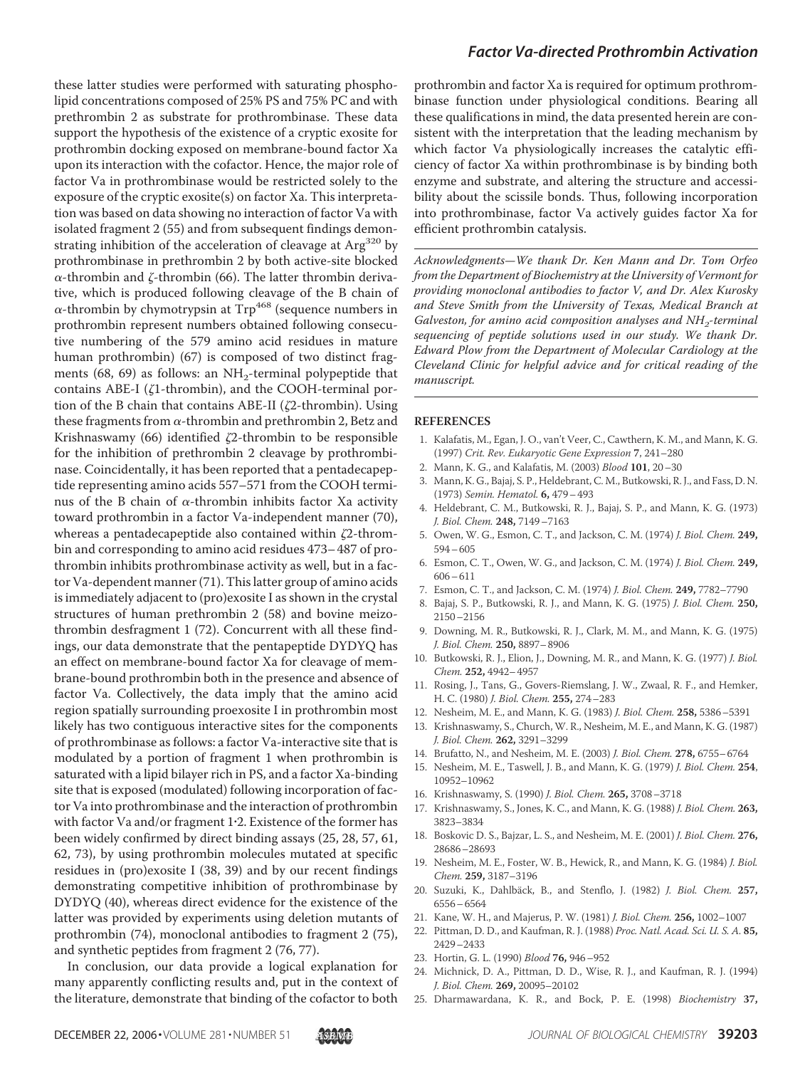these latter studies were performed with saturating phospholipid concentrations composed of 25% PS and 75% PC and with prethrombin 2 as substrate for prothrombinase. These data support the hypothesis of the existence of a cryptic exosite for prothrombin docking exposed on membrane-bound factor Xa upon its interaction with the cofactor. Hence, the major role of factor Va in prothrombinase would be restricted solely to the exposure of the cryptic exosite(s) on factor Xa. This interpretation was based on data showing no interaction of factor Va with isolated fragment 2 (55) and from subsequent findings demonstrating inhibition of the acceleration of cleavage at $Arg^{320}$ by prothrombinase in prethrombin 2 by both active-site blocked $\alpha$-thrombin and $\zeta$-thrombin (66). The latter thrombin derivative, which is produced following cleavage of the B chain of $\alpha$-thrombin by chymotrypsin at $Trp^{468}$ (sequence numbers in prothrombin represent numbers obtained following consecutive numbering of the 579 amino acid residues in mature human prothrombin) (67) is composed of two distinct fragments (68, 69) as follows: an $NH_2$-terminal polypeptide that contains ABE-I ($\zeta$1-thrombin), and the COOH-terminal portion of the B chain that contains ABE-II ($\zeta$2-thrombin). Using these fragments from $\alpha$-thrombin and prethrombin 2, Betz and Krishnaswamy (66) identified $\zeta$2-thrombin to be responsible for the inhibition of prethrombin 2 cleavage by prothrombinase. Coincidentally, it has been reported that a pentadecapeptide representing amino acids 557–571 from the COOH terminus of the B chain of $\alpha$-thrombin inhibits factor Xa activity toward prothrombin in a factor Va-independent manner (70), whereas a pentadecapeptide also contained within $\zeta$2-thrombin and corresponding to amino acid residues 473–487 of prothrombin inhibits prothrombinase activity as well, but in a factor Va-dependent manner (71). This latter group of amino acids is immediately adjacent to (pro)exosite I as shown in the crystal structures of human prethrombin 2 (58) and bovine meizothrombin desfragment 1 (72). Concurrent with all these findings, our data demonstrate that the pentapeptide DYDYQ has an effect on membrane-bound factor Xa for cleavage of membrane-bound prothrombin both in the presence and absence of factor Va. Collectively, the data imply that the amino acid region spatially surrounding proexosite I in prothrombin most likely has two contiguous interactive sites for the components of prothrombinase as follows: a factor Va-interactive site that is modulated by a portion of fragment 1 when prothrombin is saturated with a lipid bilayer rich in PS, and a factor Xa-binding site that is exposed (modulated) following incorporation of factor Va into prothrombinase and the interaction of prothrombin with factor Va and/or fragment 1·2. Existence of the former has been widely confirmed by direct binding assays (25, 28, 57, 61, 62, 73), by using prothrombin molecules mutated at specific residues in (pro)exosite I (38, 39) and by our recent findings demonstrating competitive inhibition of prothrombinase by DYDYQ (40), whereas direct evidence for the existence of the latter was provided by experiments using deletion mutants of prothrombin (74), monoclonal antibodies to fragment 2 (75), and synthetic peptides from fragment 2 (76, 77).

In conclusion, our data provide a logical explanation for many apparently conflicting results and, put in the context of the literature, demonstrate that binding of the cofactor to both prothrombin and factor Xa is required for optimum prothrombinase function under physiological conditions. Bearing all these qualifications in mind, the data presented herein are consistent with the interpretation that the leading mechanism by which factor Va physiologically increases the catalytic efficiency of factor Xa within prothrombinase is by binding both enzyme and substrate, and altering the structure and accessibility about the scissile bonds. Thus, following incorporation into prothrombinase, factor Va actively guides factor Xa for efficient prothrombin catalysis.

*Acknowledgments—We thank Dr. Ken Mann and Dr. Tom Orfeo from the Department of Biochemistry at the University of Vermont for providing monoclonal antibodies to factor V, and Dr. Alex Kurosky and Steve Smith from the University of Texas, Medical Branch at Galveston, for amino acid composition analyses and $NH_2$-terminal sequencing of peptide solutions used in our study. We thank Dr. Edward Plow from the Department of Molecular Cardiology at the Cleveland Clinic for helpful advice and for critical reading of the manuscript.*

## REFERENCES

1. Kalafatis, M., Egan, J. O., van't Veer, C., Cawthern, K. M., and Mann, K. G. (1997) *Crit. Rev. Eukaryotic Gene Expression* **7**, 241–280
2. Mann, K. G., and Kalafatis, M. (2003) *Blood* **101**, 20–30
3. Mann, K. G., Bajaj, S. P., Heldebrant, C. M., Butkowski, R. J., and Fass, D. N. (1973) *Semin. Hematol.* **6,** 479–493
4. Heldebrant, C. M., Butkowski, R. J., Bajaj, S. P., and Mann, K. G. (1973) *J. Biol. Chem.* **248,** 7149–7163
5. Owen, W. G., Esmon, C. T., and Jackson, C. M. (1974) *J. Biol. Chem.* **249,** 594–605
6. Esmon, C. T., Owen, W. G., and Jackson, C. M. (1974) *J. Biol. Chem.* **249,** 606–611
7. Esmon, C. T., and Jackson, C. M. (1974) *J. Biol. Chem.* **249,** 7782–7790
8. Bajaj, S. P., Butkowski, R. J., and Mann, K. G. (1975) *J. Biol. Chem.* **250,** 2150–2156
9. Downing, M. R., Butkowski, R. J., Clark, M. M., and Mann, K. G. (1975) *J. Biol. Chem.* **250,** 8897–8906
10. Butkowski, R. J., Elion, J., Downing, M. R., and Mann, K. G. (1977) *J. Biol. Chem.* **252,** 4942–4957
11. Rosing, J., Tans, G., Govers-Riemslang, J. W., Zwaal, R. F., and Hemker, H. C. (1980) *J. Biol. Chem.* **255,** 274–283
12. Nesheim, M. E., and Mann, K. G. (1983) *J. Biol. Chem.* **258,** 5386–5391
13. Krishnaswamy, S., Church, W. R., Nesheim, M. E., and Mann, K. G. (1987) *J. Biol. Chem.* **262,** 3291–3299
14. Brufatto, N., and Nesheim, M. E. (2003) *J. Biol. Chem.* **278,** 6755–6764
15. Nesheim, M. E., Taswell, J. B., and Mann, K. G. (1979) *J. Biol. Chem.* **254**, 10952–10962
16. Krishnaswamy, S. (1990) *J. Biol. Chem.* **265,** 3708–3718
17. Krishnaswamy, S., Jones, K. C., and Mann, K. G. (1988) *J. Biol. Chem.* **263,** 3823–3834
18. Boskovic D. S., Bajzar, L. S., and Nesheim, M. E. (2001) *J. Biol. Chem.* **276,** 28686–28693
19. Nesheim, M. E., Foster, W. B., Hewick, R., and Mann, K. G. (1984) *J. Biol. Chem.* **259,** 3187–3196
20. Suzuki, K., Dahlbäck, B., and Stenflo, J. (1982) *J. Biol. Chem.* **257,** 6556–6564
21. Kane, W. H., and Majerus, P. W. (1981) *J. Biol. Chem.* **256,** 1002–1007
22. Pittman, D. D., and Kaufman, R. J. (1988) *Proc. Natl. Acad. Sci. U. S. A.* **85,** 2429–2433
23. Hortin, G. L. (1990) *Blood* **76,** 946–952
24. Michnick, D. A., Pittman, D. D., Wise, R. J., and Kaufman, R. J. (1994) *J. Biol. Chem.* **269,** 20095–20102
25. Dharmawardana, K. R., and Bock, P. E. (1998) *Biochemistry* **37,**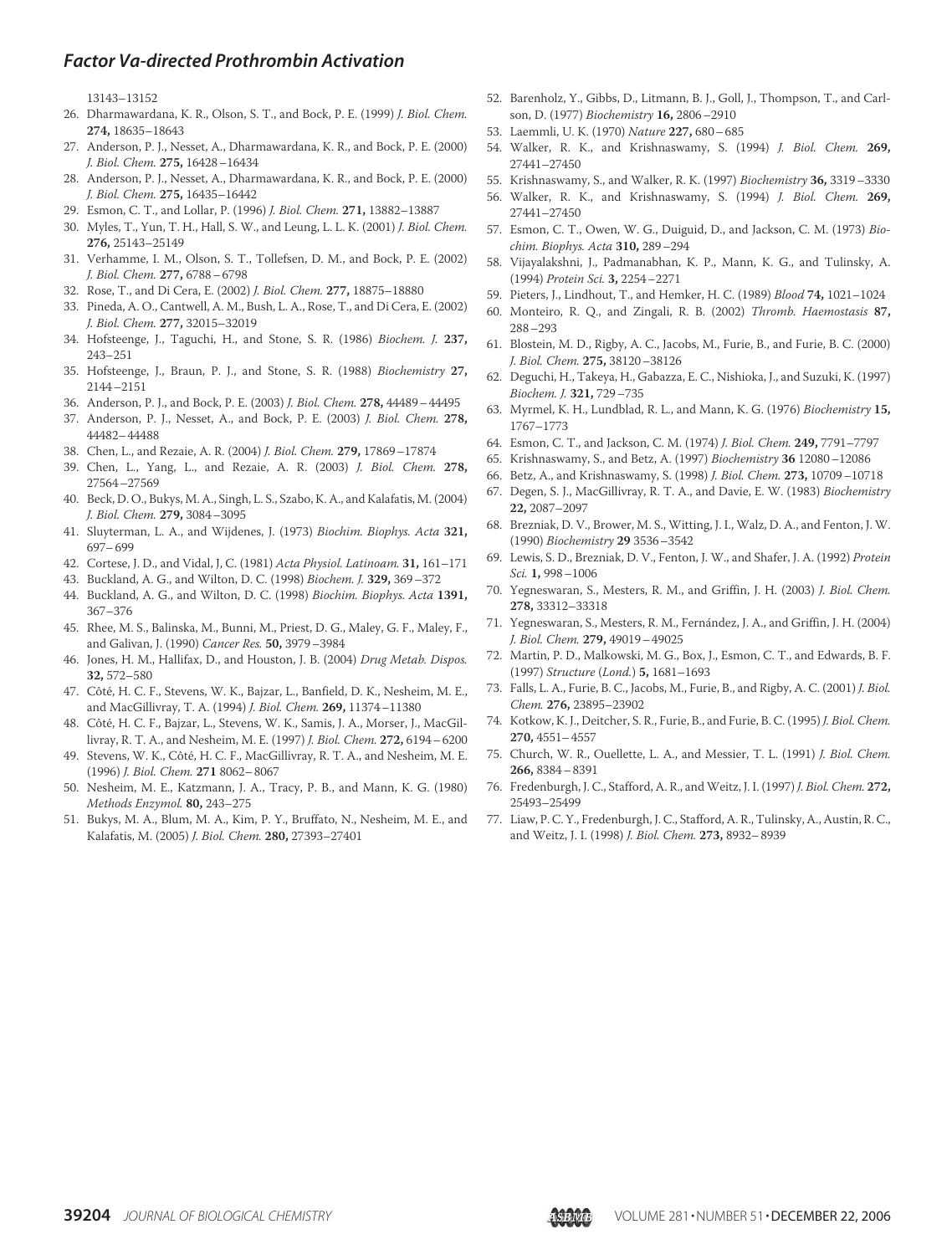13143–13152

26. Dharmawardana, K. R., Olson, S. T., and Bock, P. E. (1999) *J. Biol. Chem.* **274,** 18635–18643
27. Anderson, P. J., Nesset, A., Dharmawardana, K. R., and Bock, P. E. (2000) *J. Biol. Chem.* **275,** 16428–16434
28. Anderson, P. J., Nesset, A., Dharmawardana, K. R., and Bock, P. E. (2000) *J. Biol. Chem.* **275,** 16435–16442
29. Esmon, C. T., and Lollar, P. (1996) *J. Biol. Chem.* **271,** 13882–13887
30. Myles, T., Yun, T. H., Hall, S. W., and Leung, L. L. K. (2001) *J. Biol. Chem.* **276,** 25143–25149
31. Verhamme, I. M., Olson, S. T., Tollefsen, D. M., and Bock, P. E. (2002) *J. Biol. Chem.* **277,** 6788–6798
32. Rose, T., and Di Cera, E. (2002) *J. Biol. Chem.* **277,** 18875–18880
33. Pineda, A. O., Cantwell, A. M., Bush, L. A., Rose, T., and Di Cera, E. (2002) *J. Biol. Chem.* **277,** 32015–32019
34. Hofsteenge, J., Taguchi, H., and Stone, S. R. (1986) *Biochem. J.* **237,** 243–251
35. Hofsteenge, J., Braun, P. J., and Stone, S. R. (1988) *Biochemistry* **27,** 2144–2151
36. Anderson, P. J., and Bock, P. E. (2003) *J. Biol. Chem.* **278,** 44489–44495
37. Anderson, P. J., Nesset, A., and Bock, P. E. (2003) *J. Biol. Chem.* **278,** 44482–44488
38. Chen, L., and Rezaie, A. R. (2004) *J. Biol. Chem.* **279,** 17869–17874
39. Chen, L., Yang, L., and Rezaie, A. R. (2003) *J. Biol. Chem.* **278,** 27564–27569
40. Beck, D. O., Bukys, M. A., Singh, L. S., Szabo, K. A., and Kalafatis, M. (2004) *J. Biol. Chem.* **279,** 3084–3095
41. Sluyterman, L. A., and Wijdenes, J. (1973) *Biochim. Biophys. Acta* **321,** 697–699
42. Cortese, J. D., and Vidal, J, C. (1981) *Acta Physiol. Latinoam.* **31,** 161–171
43. Buckland, A. G., and Wilton, D. C. (1998) *Biochem. J.* **329,** 369–372
44. Buckland, A. G., and Wilton, D. C. (1998) *Biochim. Biophys. Acta* **1391,** 367–376
45. Rhee, M. S., Balinska, M., Bunni, M., Priest, D. G., Maley, G. F., Maley, F., and Galivan, J. (1990) *Cancer Res.* **50,** 3979–3984
46. Jones, H. M., Hallifax, D., and Houston, J. B. (2004) *Drug Metab. Dispos.* **32,** 572–580
47. Côté, H. C. F., Stevens, W. K., Bajzar, L., Banfield, D. K., Nesheim, M. E., and MacGillivray, T. A. (1994) *J. Biol. Chem.* **269,** 11374–11380
48. Côté, H. C. F., Bajzar, L., Stevens, W. K., Samis, J. A., Morser, J., MacGillivray, R. T. A., and Nesheim, M. E. (1997) *J. Biol. Chem.* **272,** 6194–6200
49. Stevens, W. K., Côté, H. C. F., MacGillivray, R. T. A., and Nesheim, M. E. (1996) *J. Biol. Chem.* **271** 8062–8067
50. Nesheim, M. E., Katzmann, J. A., Tracy, P. B., and Mann, K. G. (1980) *Methods Enzymol.* **80,** 243–275
51. Bukys, M. A., Blum, M. A., Kim, P. Y., Bruffato, N., Nesheim, M. E., and Kalafatis, M. (2005) *J. Biol. Chem.* **280,** 27393–27401
52. Barenholz, Y., Gibbs, D., Litmann, B. J., Goll, J., Thompson, T., and Carlson, D. (1977) *Biochemistry* **16,** 2806–2910
53. Laemmli, U. K. (1970) *Nature* **227,** 680–685
54. Walker, R. K., and Krishnaswamy, S. (1994) *J. Biol. Chem.* **269,** 27441–27450
55. Krishnaswamy, S., and Walker, R. K. (1997) *Biochemistry* **36,** 3319–3330
56. Walker, R. K., and Krishnaswamy, S. (1994) *J. Biol. Chem.* **269,** 27441–27450
57. Esmon, C. T., Owen, W. G., Duiguid, D., and Jackson, C. M. (1973) *Biochim. Biophys. Acta* **310,** 289–294
58. Vijayalakshni, J., Padmanabhan, K. P., Mann, K. G., and Tulinsky, A. (1994) *Protein Sci.* **3,** 2254–2271
59. Pieters, J., Lindhout, T., and Hemker, H. C. (1989) *Blood* **74,** 1021–1024
60. Monteiro, R. Q., and Zingali, R. B. (2002) *Thromb. Haemostasis* **87,** 288–293
61. Blostein, M. D., Rigby, A. C., Jacobs, M., Furie, B., and Furie, B. C. (2000) *J. Biol. Chem.* **275,** 38120–38126
62. Deguchi, H., Takeya, H., Gabazza, E. C., Nishioka, J., and Suzuki, K. (1997) *Biochem. J.* **321,** 729–735
63. Myrmel, K. H., Lundblad, R. L., and Mann, K. G. (1976) *Biochemistry* **15,** 1767–1773
64. Esmon, C. T., and Jackson, C. M. (1974) *J. Biol. Chem.* **249,** 7791–7797
65. Krishnaswamy, S., and Betz, A. (1997) *Biochemistry* **36** 12080–12086
66. Betz, A., and Krishnaswamy, S. (1998) *J. Biol. Chem.* **273,** 10709–10718
67. Degen, S. J., MacGillivray, R. T. A., and Davie, E. W. (1983) *Biochemistry* **22,** 2087–2097
68. Brezniak, D. V., Brower, M. S., Witting, J. I., Walz, D. A., and Fenton, J. W. (1990) *Biochemistry* **29** 3536–3542
69. Lewis, S. D., Brezniak, D. V., Fenton, J. W., and Shafer, J. A. (1992) *Protein Sci.* **1,** 998–1006
70. Yegneswaran, S., Mesters, R. M., and Griffin, J. H. (2003) *J. Biol. Chem.* **278,** 33312–33318
71. Yegneswaran, S., Mesters, R. M., Fernández, J. A., and Griffin, J. H. (2004) *J. Biol. Chem.* **279,** 49019–49025
72. Martin, P. D., Malkowski, M. G., Box, J., Esmon, C. T., and Edwards, B. F. (1997) *Structure* (*Lond.*) **5,** 1681–1693
73. Falls, L. A., Furie, B. C., Jacobs, M., Furie, B., and Rigby, A. C. (2001) *J. Biol. Chem.* **276,** 23895–23902
74. Kotkow, K. J., Deitcher, S. R., Furie, B., and Furie, B. C. (1995) *J. Biol. Chem.* **270,** 4551–4557
75. Church, W. R., Ouellette, L. A., and Messier, T. L. (1991) *J. Biol. Chem.* **266,** 8384–8391
76. Fredenburgh, J. C., Stafford, A. R., and Weitz, J. I. (1997) *J. Biol. Chem.* **272,** 25493–25499
77. Liaw, P. C. Y., Fredenburgh, J. C., Stafford, A. R., Tulinsky, A., Austin, R. C., and Weitz, J. I. (1998) *J. Biol. Chem.* **273,** 8932–8939